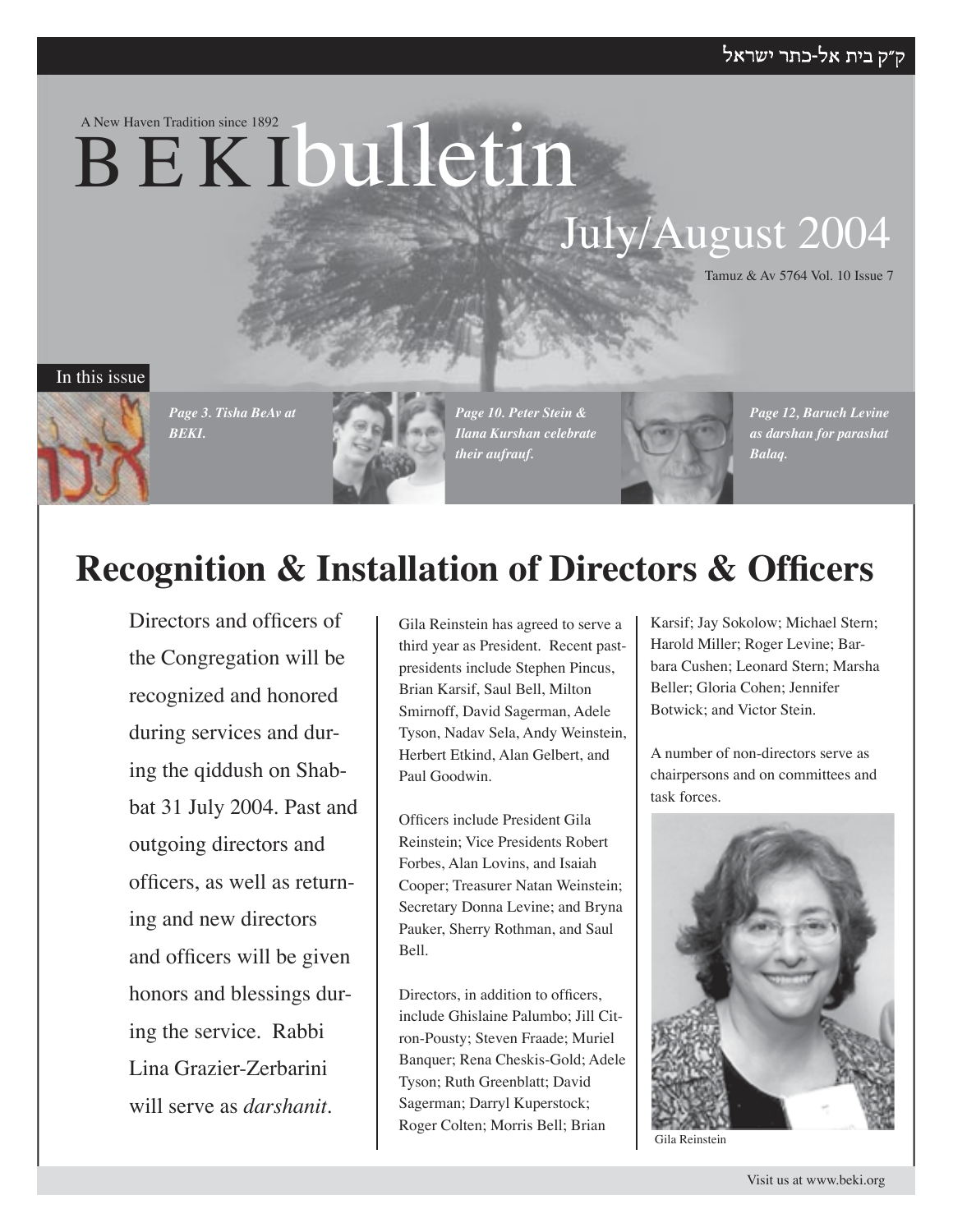ק״ק בית אל-כתר ישראל

A New Haven Tradition since 1892

# BEKI bulletin

## July/August 2004

Tamuz & Av 5764 Vol. 10 Issue 7

In this issue

***Page 3. Tisha BeAv at BEKI.***

***Page 10. Peter Stein & Ilana Kurshan celebrate their aufrauf.***

***Page 12, Baruch Levine as darshan for parashat Balaq.***

# Recognition & Installation of Directors & Officers

Directors and officers of the Congregation will be recognized and honored during services and during the qiddush on Shabbat 31 July 2004. Past and outgoing directors and officers, as well as returning and new directors and officers will be given honors and blessings during the service. Rabbi Lina Grazier-Zerbarini will serve as *darshanit*.

Gila Reinstein has agreed to serve a third year as President. Recent past-presidents include Stephen Pincus, Brian Karsif, Saul Bell, Milton Smirnoff, David Sagerman, Adele Tyson, Nadav Sela, Andy Weinstein, Herbert Etkind, Alan Gelbert, and Paul Goodwin.

Officers include President Gila Reinstein; Vice Presidents Robert Forbes, Alan Lovins, and Isaiah Cooper; Treasurer Natan Weinstein; Secretary Donna Levine; and Bryna Pauker, Sherry Rothman, and Saul Bell.

Directors, in addition to officers, include Ghislaine Palumbo; Jill Citron-Pousty; Steven Fraade; Muriel Banquer; Rena Cheskis-Gold; Adele Tyson; Ruth Greenblatt; David Sagerman; Darryl Kuperstock; Roger Colten; Morris Bell; Brian Karsif; Jay Sokolow; Michael Stern; Harold Miller; Roger Levine; Barbara Cushen; Leonard Stern; Marsha Beller; Gloria Cohen; Jennifer Botwick; and Victor Stein.

A number of non-directors serve as chairpersons and on committees and task forces.

Gila Reinstein

Visit us at www.beki.org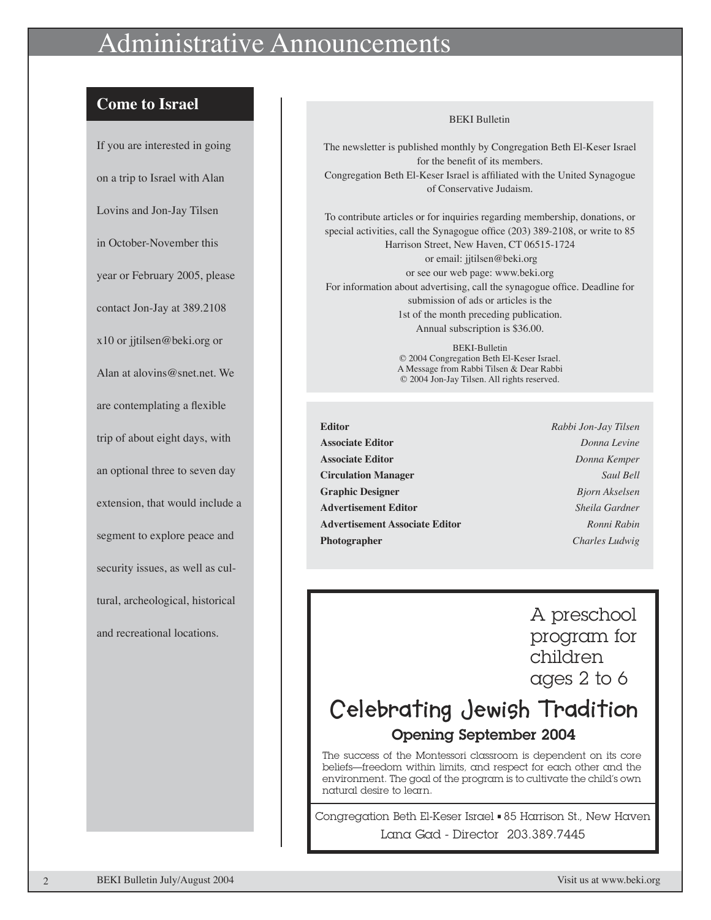# Administrative Announcements

## Come to Israel

If you are interested in going on a trip to Israel with Alan Lovins and Jon-Jay Tilsen in October-November this year or February 2005, please contact Jon-Jay at 389.2108 x10 or jjtilsen@beki.org or Alan at alovins@snet.net. We are contemplating a flexible trip of about eight days, with an optional three to seven day extension, that would include a segment to explore peace and security issues, as well as cultural, archeological, historical and recreational locations.

BEKI Bulletin

The newsletter is published monthly by Congregation Beth El-Keser Israel for the benefit of its members.
Congregation Beth El-Keser Israel is affiliated with the United Synagogue of Conservative Judaism.

To contribute articles or for inquiries regarding membership, donations, or special activities, call the Synagogue office (203) 389-2108, or write to 85 Harrison Street, New Haven, CT 06515-1724
or email: jjtilsen@beki.org
or see our web page: www.beki.org
For information about advertising, call the synagogue office. Deadline for submission of ads or articles is the 1st of the month preceding publication.
Annual subscription is $36.00.

BEKI-Bulletin
© 2004 Congregation Beth El-Keser Israel.
A Message from Rabbi Tilsen & Dear Rabbi
© 2004 Jon-Jay Tilsen. All rights reserved.

| | |
|---|---|
| **Editor** | *Rabbi Jon-Jay Tilsen* |
| **Associate Editor** | *Donna Levine* |
| **Associate Editor** | *Donna Kemper* |
| **Circulation Manager** | *Saul Bell* |
| **Graphic Designer** | *Bjorn Akselsen* |
| **Advertisement Editor** | *Sheila Gardner* |
| **Advertisement Associate Editor** | *Ronni Rabin* |
| **Photographer** | *Charles Ludwig* |

A preschool program for children ages 2 to 6

## Celebrating Jewish Tradition

**Opening September 2004**

The success of the Montessori classroom is dependent on its core beliefs—freedom within limits, and respect for each other and the environment. The goal of the program is to cultivate the child's own natural desire to learn.

Congregation Beth El-Keser Israel ▪ 85 Harrison St., New Haven
Lana Gad - Director 203.389.7445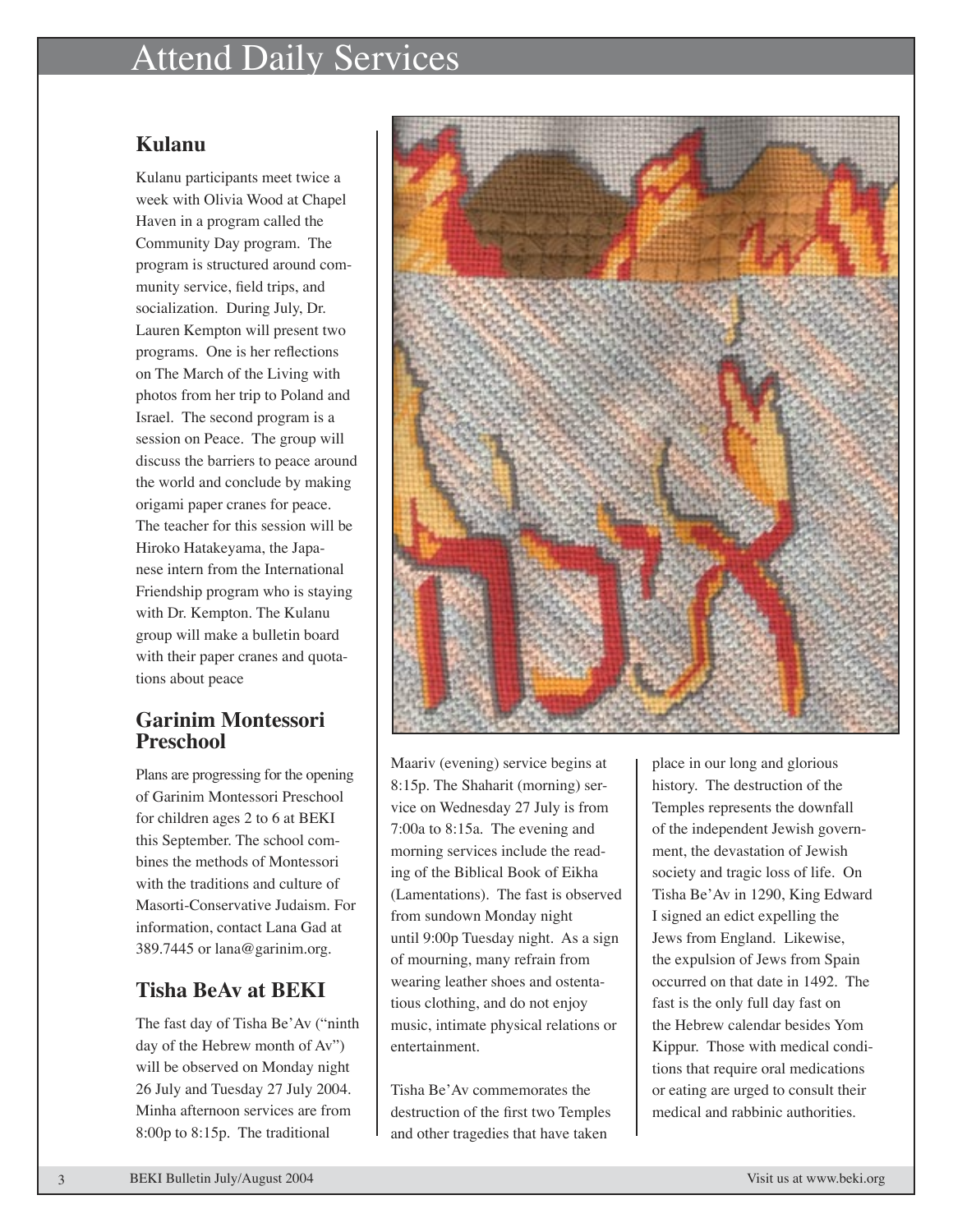# Attend Daily Services

## Kulanu

Kulanu participants meet twice a week with Olivia Wood at Chapel Haven in a program called the Community Day program. The program is structured around community service, field trips, and socialization. During July, Dr. Lauren Kempton will present two programs. One is her reflections on The March of the Living with photos from her trip to Poland and Israel. The second program is a session on Peace. The group will discuss the barriers to peace around the world and conclude by making origami paper cranes for peace. The teacher for this session will be Hiroko Hatakeyama, the Japanese intern from the International Friendship program who is staying with Dr. Kempton. The Kulanu group will make a bulletin board with their paper cranes and quotations about peace

## Garinim Montessori Preschool

Plans are progressing for the opening of Garinim Montessori Preschool for children ages 2 to 6 at BEKI this September. The school combines the methods of Montessori with the traditions and culture of Masorti-Conservative Judaism. For information, contact Lana Gad at 389.7445 or lana@garinim.org.

## Tisha BeAv at BEKI

The fast day of Tisha Be'Av ("ninth day of the Hebrew month of Av") will be observed on Monday night 26 July and Tuesday 27 July 2004. Minha afternoon services are from 8:00p to 8:15p. The traditional Maariv (evening) service begins at 8:15p. The Shaharit (morning) service on Wednesday 27 July is from 7:00a to 8:15a. The evening and morning services include the reading of the Biblical Book of Eikha (Lamentations). The fast is observed from sundown Monday night until 9:00p Tuesday night. As a sign of mourning, many refrain from wearing leather shoes and ostentatious clothing, and do not enjoy music, intimate physical relations or entertainment.

Tisha Be'Av commemorates the destruction of the first two Temples and other tragedies that have taken place in our long and glorious history. The destruction of the Temples represents the downfall of the independent Jewish government, the devastation of Jewish society and tragic loss of life. On Tisha Be'Av in 1290, King Edward I signed an edict expelling the Jews from England. Likewise, the expulsion of Jews from Spain occurred on that date in 1492. The fast is the only full day fast on the Hebrew calendar besides Yom Kippur. Those with medical conditions that require oral medications or eating are urged to consult their medical and rabbinic authorities.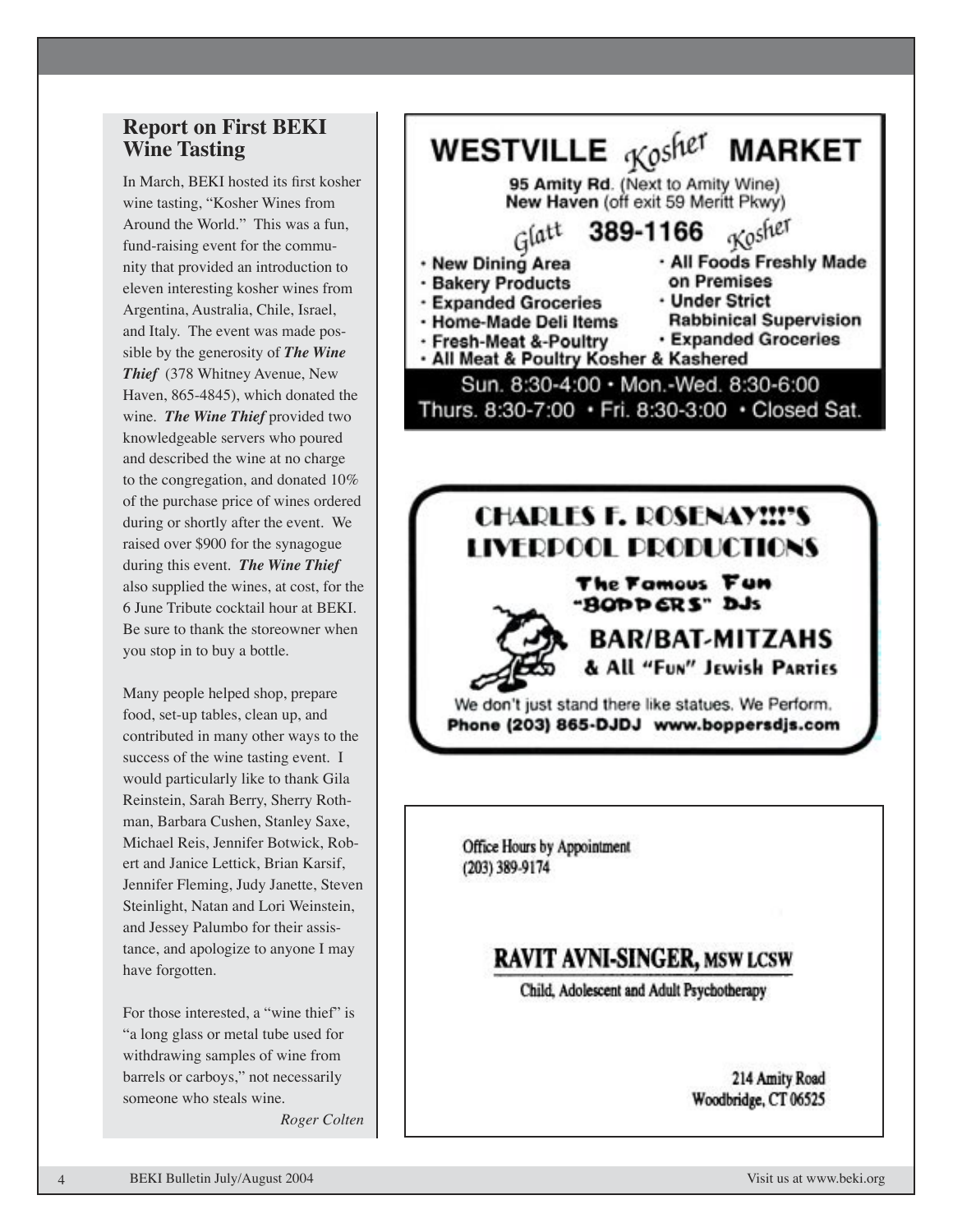## Report on First BEKI Wine Tasting

In March, BEKI hosted its first kosher wine tasting, "Kosher Wines from Around the World." This was a fun, fund-raising event for the community that provided an introduction to eleven interesting kosher wines from Argentina, Australia, Chile, Israel, and Italy. The event was made possible by the generosity of ***The Wine Thief*** (378 Whitney Avenue, New Haven, 865-4845), which donated the wine. ***The Wine Thief*** provided two knowledgeable servers who poured and described the wine at no charge to the congregation, and donated 10% of the purchase price of wines ordered during or shortly after the event. We raised over $900 for the synagogue during this event. ***The Wine Thief*** also supplied the wines, at cost, for the 6 June Tribute cocktail hour at BEKI. Be sure to thank the storeowner when you stop in to buy a bottle.

Many people helped shop, prepare food, set-up tables, clean up, and contributed in many other ways to the success of the wine tasting event. I would particularly like to thank Gila Reinstein, Sarah Berry, Sherry Rothman, Barbara Cushen, Stanley Saxe, Michael Reis, Jennifer Botwick, Robert and Janice Lettick, Brian Karsif, Jennifer Fleming, Judy Janette, Steven Steinlight, Natan and Lori Weinstein, and Jessey Palumbo for their assistance, and apologize to anyone I may have forgotten.

For those interested, a "wine thief" is "a long glass or metal tube used for withdrawing samples of wine from barrels or carboys," not necessarily someone who steals wine.

*Roger Colten*

---

**WESTVILLE** *Kosher* **MARKET**

**95 Amity Rd.** (Next to Amity Wine)
**New Haven** (off exit 59 Meritt Pkwy)

*Glatt* **389-1166** *Kosher*

- New Dining Area
- Bakery Products
- Expanded Groceries
- Home-Made Deli Items
- Fresh-Meat &-Poultry
- All Foods Freshly Made on Premises
- Under Strict Rabbinical Supervision
- Expanded Groceries
- All Meat & Poultry Kosher & Kashered

Sun. 8:30-4:00 • Mon.-Wed. 8:30-6:00
Thurs. 8:30-7:00 • Fri. 8:30-3:00 • Closed Sat.

---

**CHARLES F. ROSENAY!!!'S LIVERPOOL PRODUCTIONS**

**The Famous Fun "BOPPERS" DJs**

**BAR/BAT-MITZAHS**
**& All "Fun" Jewish Parties**

We don't just stand there like statues. We Perform.
**Phone (203) 865-DJDJ www.boppersdjs.com**

---

Office Hours by Appointment
(203) 389-9174

**RAVIT AVNI-SINGER, MSW LCSW**

Child, Adolescent and Adult Psychotherapy

214 Amity Road
Woodbridge, CT 06525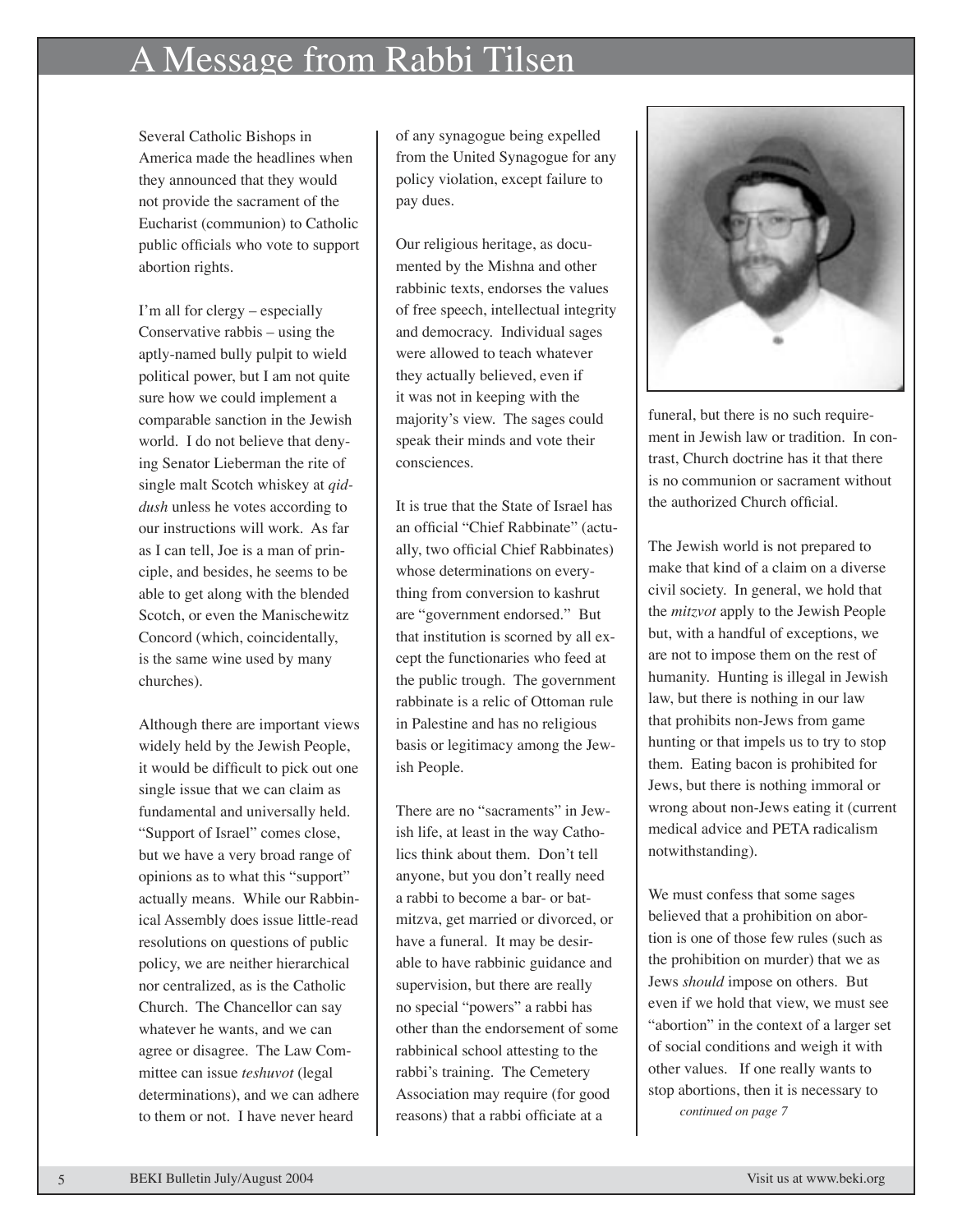# A Message from Rabbi Tilsen

Several Catholic Bishops in America made the headlines when they announced that they would not provide the sacrament of the Eucharist (communion) to Catholic public officials who vote to support abortion rights.

I'm all for clergy – especially Conservative rabbis – using the aptly-named bully pulpit to wield political power, but I am not quite sure how we could implement a comparable sanction in the Jewish world. I do not believe that denying Senator Lieberman the rite of single malt Scotch whiskey at *qiddush* unless he votes according to our instructions will work. As far as I can tell, Joe is a man of principle, and besides, he seems to be able to get along with the blended Scotch, or even the Manischewitz Concord (which, coincidentally, is the same wine used by many churches).

Although there are important views widely held by the Jewish People, it would be difficult to pick out one single issue that we can claim as fundamental and universally held. "Support of Israel" comes close, but we have a very broad range of opinions as to what this "support" actually means. While our Rabbinical Assembly does issue little-read resolutions on questions of public policy, we are neither hierarchical nor centralized, as is the Catholic Church. The Chancellor can say whatever he wants, and we can agree or disagree. The Law Committee can issue *teshuvot* (legal determinations), and we can adhere to them or not. I have never heard of any synagogue being expelled from the United Synagogue for any policy violation, except failure to pay dues.

Our religious heritage, as documented by the Mishna and other rabbinic texts, endorses the values of free speech, intellectual integrity and democracy. Individual sages were allowed to teach whatever they actually believed, even if it was not in keeping with the majority's view. The sages could speak their minds and vote their consciences.

It is true that the State of Israel has an official "Chief Rabbinate" (actually, two official Chief Rabbinates) whose determinations on everything from conversion to kashrut are "government endorsed." But that institution is scorned by all except the functionaries who feed at the public trough. The government rabbinate is a relic of Ottoman rule in Palestine and has no religious basis or legitimacy among the Jewish People.

There are no "sacraments" in Jewish life, at least in the way Catholics think about them. Don't tell anyone, but you don't really need a rabbi to become a bar- or bat-mitzva, get married or divorced, or have a funeral. It may be desirable to have rabbinic guidance and supervision, but there are really no special "powers" a rabbi has other than the endorsement of some rabbinical school attesting to the rabbi's training. The Cemetery Association may require (for good reasons) that a rabbi officiate at a funeral, but there is no such requirement in Jewish law or tradition. In contrast, Church doctrine has it that there is no communion or sacrament without the authorized Church official.

The Jewish world is not prepared to make that kind of a claim on a diverse civil society. In general, we hold that the *mitzvot* apply to the Jewish People but, with a handful of exceptions, we are not to impose them on the rest of humanity. Hunting is illegal in Jewish law, but there is nothing in our law that prohibits non-Jews from game hunting or that impels us to try to stop them. Eating bacon is prohibited for Jews, but there is nothing immoral or wrong about non-Jews eating it (current medical advice and PETA radicalism notwithstanding).

We must confess that some sages believed that a prohibition on abortion is one of those few rules (such as the prohibition on murder) that we as Jews *should* impose on others. But even if we hold that view, we must see "abortion" in the context of a larger set of social conditions and weigh it with other values. If one really wants to stop abortions, then it is necessary to

*continued on page 7*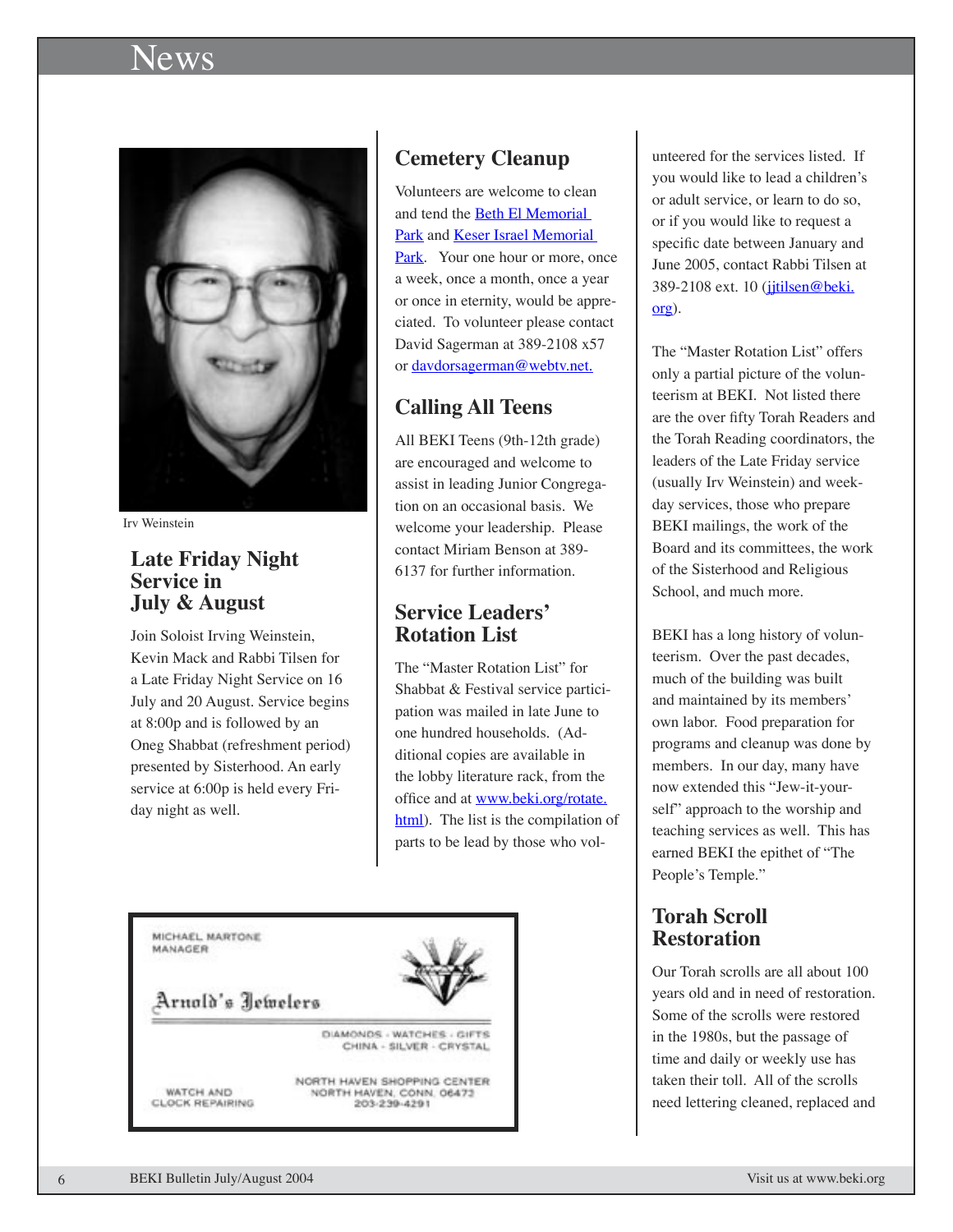# News

Irv Weinstein

## Late Friday Night Service in July & August

Join Soloist Irving Weinstein, Kevin Mack and Rabbi Tilsen for a Late Friday Night Service on 16 July and 20 August. Service begins at 8:00p and is followed by an Oneg Shabbat (refreshment period) presented by Sisterhood. An early service at 6:00p is held every Friday night as well.

## Cemetery Cleanup

Volunteers are welcome to clean and tend the Beth El Memorial Park and Keser Israel Memorial Park. Your one hour or more, once a week, once a month, once a year or once in eternity, would be appreciated. To volunteer please contact David Sagerman at 389-2108 x57 or davdorsagerman@webtv.net.

## Calling All Teens

All BEKI Teens (9th-12th grade) are encouraged and welcome to assist in leading Junior Congregation on an occasional basis. We welcome your leadership. Please contact Miriam Benson at 389-6137 for further information.

## Service Leaders' Rotation List

The "Master Rotation List" for Shabbat & Festival service participation was mailed in late June to one hundred households. (Additional copies are available in the lobby literature rack, from the office and at www.beki.org/rotate.html). The list is the compilation of parts to be lead by those who volunteered for the services listed. If you would like to lead a children's or adult service, or learn to do so, or if you would like to request a specific date between January and June 2005, contact Rabbi Tilsen at 389-2108 ext. 10 (jjtilsen@beki.org).

The "Master Rotation List" offers only a partial picture of the volunteerism at BEKI. Not listed there are the over fifty Torah Readers and the Torah Reading coordinators, the leaders of the Late Friday service (usually Irv Weinstein) and weekday services, those who prepare BEKI mailings, the work of the Board and its committees, the work of the Sisterhood and Religious School, and much more.

BEKI has a long history of volunteerism. Over the past decades, much of the building was built and maintained by its members' own labor. Food preparation for programs and cleanup was done by members. In our day, many have now extended this "Jew-it-yourself" approach to the worship and teaching services as well. This has earned BEKI the epithet of "The People's Temple."

## Torah Scroll Restoration

Our Torah scrolls are all about 100 years old and in need of restoration. Some of the scrolls were restored in the 1980s, but the passage of time and daily or weekly use has taken their toll. All of the scrolls need lettering cleaned, replaced and

MICHAEL MARTONE
MANAGER

Arnold's Jewelers

DIAMONDS · WATCHES · GIFTS
CHINA · SILVER · CRYSTAL

WATCH AND CLOCK REPAIRING

NORTH HAVEN SHOPPING CENTER
NORTH HAVEN, CONN. 06473
203-239-4291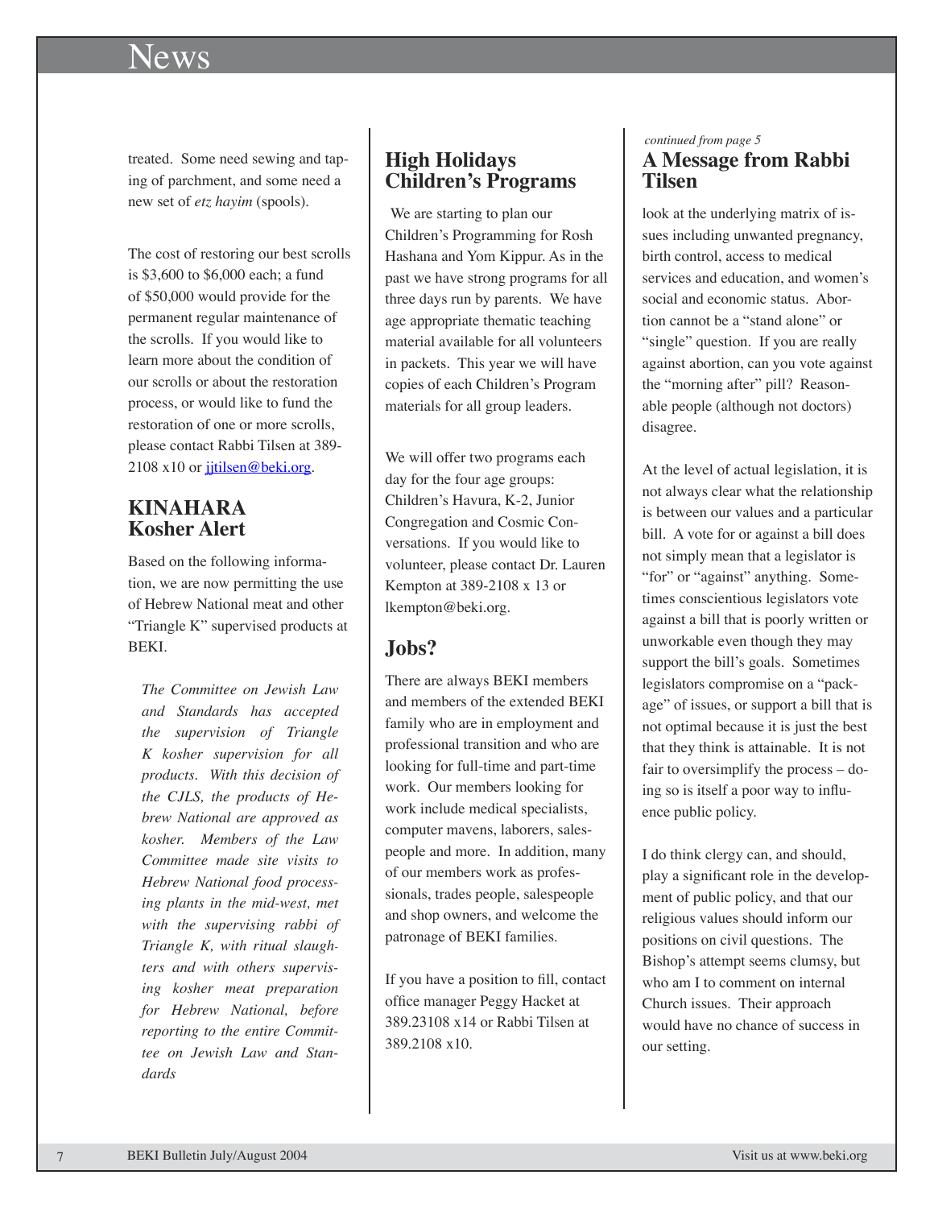treated. Some need sewing and taping of parchment, and some need a new set of *etz hayim* (spools).

The cost of restoring our best scrolls is $3,600 to $6,000 each; a fund of $50,000 would provide for the permanent regular maintenance of the scrolls. If you would like to learn more about the condition of our scrolls or about the restoration process, or would like to fund the restoration of one or more scrolls, please contact Rabbi Tilsen at 389-2108 x10 or jjtilsen@beki.org.

## KINAHARA Kosher Alert

Based on the following information, we are now permitting the use of Hebrew National meat and other "Triangle K" supervised products at BEKI.

> *The Committee on Jewish Law and Standards has accepted the supervision of Triangle K kosher supervision for all products. With this decision of the CJLS, the products of Hebrew National are approved as kosher. Members of the Law Committee made site visits to Hebrew National food processing plants in the mid-west, met with the supervising rabbi of Triangle K, with ritual slaughters and with others supervising kosher meat preparation for Hebrew National, before reporting to the entire Committee on Jewish Law and Standards*

## High Holidays Children's Programs

We are starting to plan our Children's Programming for Rosh Hashana and Yom Kippur. As in the past we have strong programs for all three days run by parents. We have age appropriate thematic teaching material available for all volunteers in packets. This year we will have copies of each Children's Program materials for all group leaders.

We will offer two programs each day for the four age groups: Children's Havura, K-2, Junior Congregation and Cosmic Conversations. If you would like to volunteer, please contact Dr. Lauren Kempton at 389-2108 x 13 or lkempton@beki.org.

## Jobs?

There are always BEKI members and members of the extended BEKI family who are in employment and professional transition and who are looking for full-time and part-time work. Our members looking for work include medical specialists, computer mavens, laborers, salespeople and more. In addition, many of our members work as professionals, trades people, salespeople and shop owners, and welcome the patronage of BEKI families.

If you have a position to fill, contact office manager Peggy Hacket at 389.23108 x14 or Rabbi Tilsen at 389.2108 x10.

*continued from page 5*

## A Message from Rabbi Tilsen

look at the underlying matrix of issues including unwanted pregnancy, birth control, access to medical services and education, and women's social and economic status. Abortion cannot be a "stand alone" or "single" question. If you are really against abortion, can you vote against the "morning after" pill? Reasonable people (although not doctors) disagree.

At the level of actual legislation, it is not always clear what the relationship is between our values and a particular bill. A vote for or against a bill does not simply mean that a legislator is "for" or "against" anything. Sometimes conscientious legislators vote against a bill that is poorly written or unworkable even though they may support the bill's goals. Sometimes legislators compromise on a "package" of issues, or support a bill that is not optimal because it is just the best that they think is attainable. It is not fair to oversimplify the process – doing so is itself a poor way to influence public policy.

I do think clergy can, and should, play a significant role in the development of public policy, and that our religious values should inform our positions on civil questions. The Bishop's attempt seems clumsy, but who am I to comment on internal Church issues. Their approach would have no chance of success in our setting.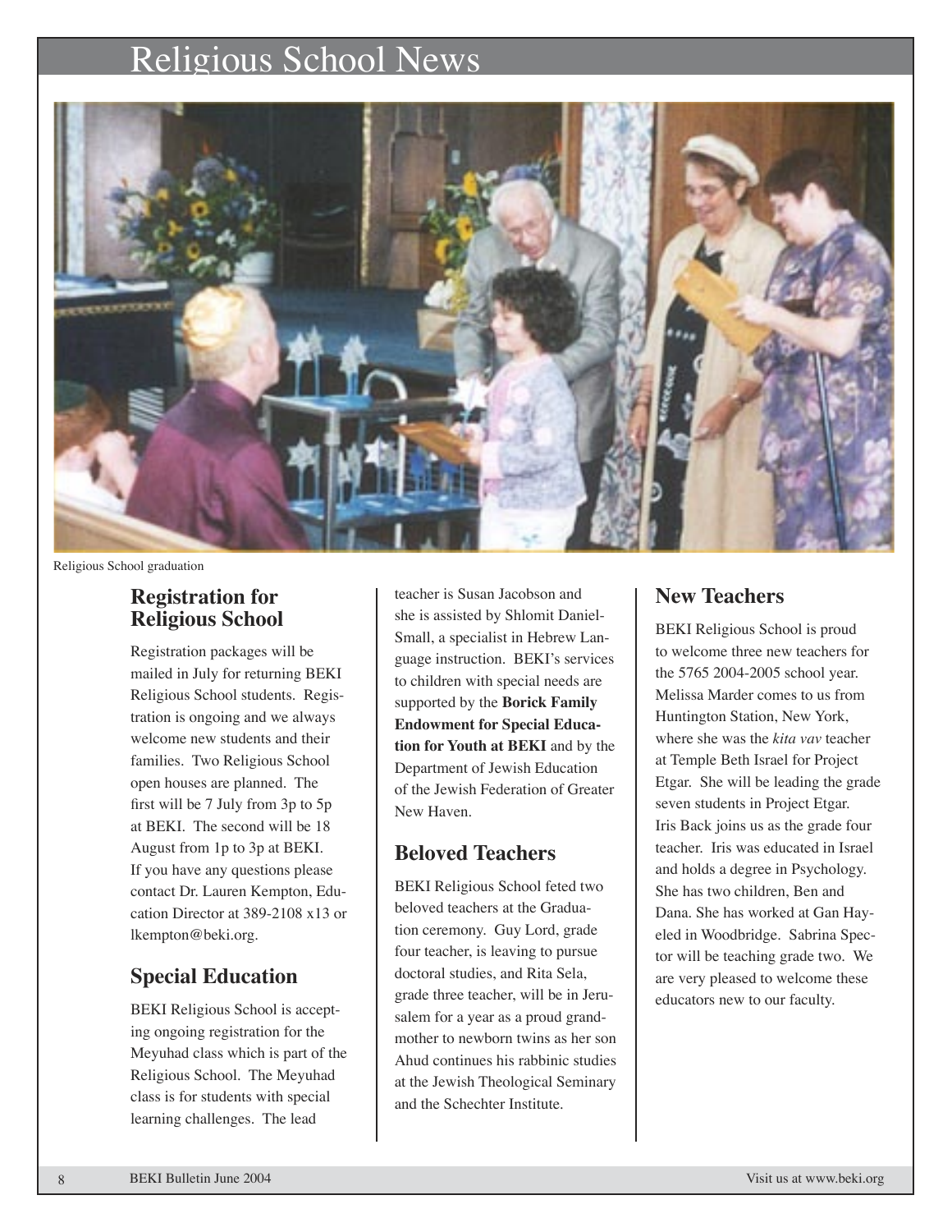# Religious School News

Religious School graduation

## Registration for Religious School

Registration packages will be mailed in July for returning BEKI Religious School students. Registration is ongoing and we always welcome new students and their families. Two Religious School open houses are planned. The first will be 7 July from 3p to 5p at BEKI. The second will be 18 August from 1p to 3p at BEKI. If you have any questions please contact Dr. Lauren Kempton, Education Director at 389-2108 x13 or lkempton@beki.org.

## Special Education

BEKI Religious School is accepting ongoing registration for the Meyuhad class which is part of the Religious School. The Meyuhad class is for students with special learning challenges. The lead teacher is Susan Jacobson and she is assisted by Shlomit Daniel-Small, a specialist in Hebrew Language instruction. BEKI's services to children with special needs are supported by the **Borick Family Endowment for Special Education for Youth at BEKI** and by the Department of Jewish Education of the Jewish Federation of Greater New Haven.

## Beloved Teachers

BEKI Religious School feted two beloved teachers at the Graduation ceremony. Guy Lord, grade four teacher, is leaving to pursue doctoral studies, and Rita Sela, grade three teacher, will be in Jerusalem for a year as a proud grandmother to newborn twins as her son Ahud continues his rabbinic studies at the Jewish Theological Seminary and the Schechter Institute.

## New Teachers

BEKI Religious School is proud to welcome three new teachers for the 5765 2004-2005 school year. Melissa Marder comes to us from Huntington Station, New York, where she was the *kita vav* teacher at Temple Beth Israel for Project Etgar. She will be leading the grade seven students in Project Etgar. Iris Back joins us as the grade four teacher. Iris was educated in Israel and holds a degree in Psychology. She has two children, Ben and Dana. She has worked at Gan Hayeled in Woodbridge. Sabrina Spector will be teaching grade two. We are very pleased to welcome these educators new to our faculty.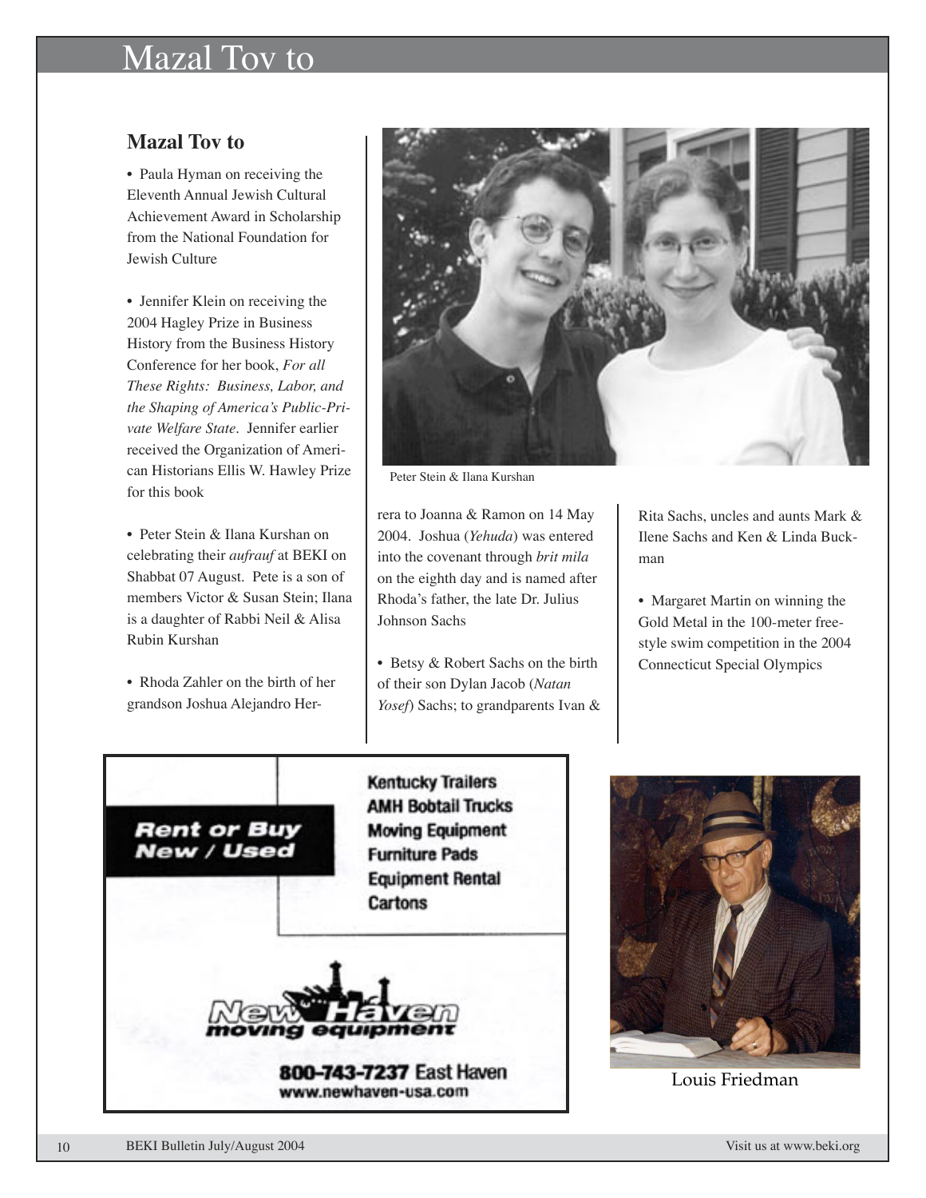# Mazal Tov to

## Mazal Tov to

- Paula Hyman on receiving the Eleventh Annual Jewish Cultural Achievement Award in Scholarship from the National Foundation for Jewish Culture

- Jennifer Klein on receiving the 2004 Hagley Prize in Business History from the Business History Conference for her book, *For all These Rights: Business, Labor, and the Shaping of America's Public-Private Welfare State*. Jennifer earlier received the Organization of American Historians Ellis W. Hawley Prize for this book

- Peter Stein & Ilana Kurshan on celebrating their *aufrauf* at BEKI on Shabbat 07 August. Pete is a son of members Victor & Susan Stein; Ilana is a daughter of Rabbi Neil & Alisa Rubin Kurshan

- Rhoda Zahler on the birth of her grandson Joshua Alejandro Herrera to Joanna & Ramon on 14 May 2004. Joshua (*Yehuda*) was entered into the covenant through *brit mila* on the eighth day and is named after Rhoda's father, the late Dr. Julius Johnson Sachs

- Betsy & Robert Sachs on the birth of their son Dylan Jacob (*Natan Yosef*) Sachs; to grandparents Ivan & Rita Sachs, uncles and aunts Mark & Ilene Sachs and Ken & Linda Buckman

- Margaret Martin on winning the Gold Metal in the 100-meter freestyle swim competition in the 2004 Connecticut Special Olympics

Peter Stein & Ilana Kurshan

Rent or Buy New / Used

Kentucky Trailers
AMH Bobtail Trucks
Moving Equipment
Furniture Pads
Equipment Rental
Cartons

New Haven moving equipment

800-743-7237 East Haven
www.newhaven-usa.com

Louis Friedman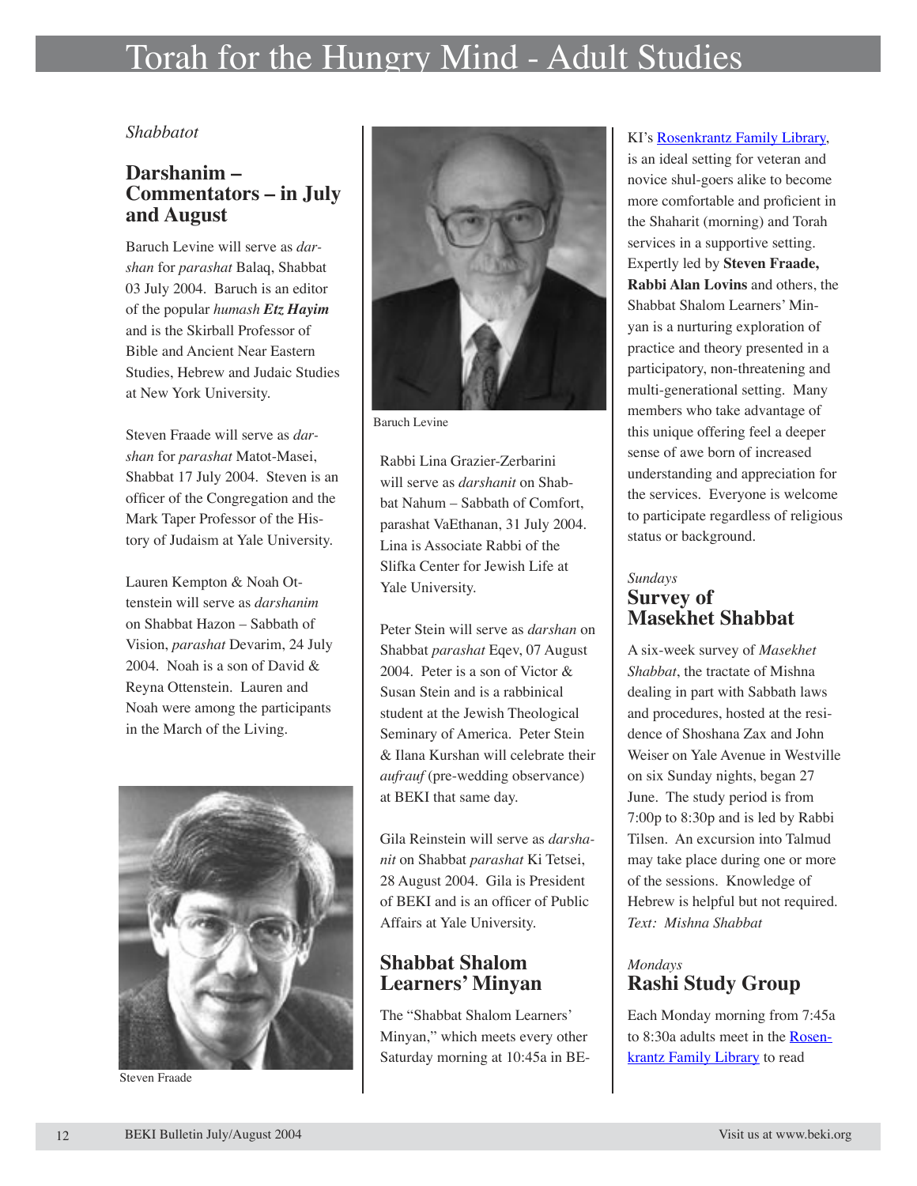# Torah for the Hungry Mind - Adult Studies

*Shabbatot*

## Darshanim – Commentators – in July and August

Baruch Levine will serve as *darshan* for *parashat* Balaq, Shabbat 03 July 2004. Baruch is an editor of the popular *humash* ***Etz Hayim*** and is the Skirball Professor of Bible and Ancient Near Eastern Studies, Hebrew and Judaic Studies at New York University.

Steven Fraade will serve as *darshan* for *parashat* Matot-Masei, Shabbat 17 July 2004. Steven is an officer of the Congregation and the Mark Taper Professor of the History of Judaism at Yale University.

Lauren Kempton & Noah Ottenstein will serve as *darshanim* on Shabbat Hazon – Sabbath of Vision, *parashat* Devarim, 24 July 2004. Noah is a son of David & Reyna Ottenstein. Lauren and Noah were among the participants in the March of the Living.

Steven Fraade

Baruch Levine

Rabbi Lina Grazier-Zerbarini will serve as *darshanit* on Shabbat Nahum – Sabbath of Comfort, parashat VaEthanan, 31 July 2004. Lina is Associate Rabbi of the Slifka Center for Jewish Life at Yale University.

Peter Stein will serve as *darshan* on Shabbat *parashat* Eqev, 07 August 2004. Peter is a son of Victor & Susan Stein and is a rabbinical student at the Jewish Theological Seminary of America. Peter Stein & Ilana Kurshan will celebrate their *aufrauf* (pre-wedding observance) at BEKI that same day.

Gila Reinstein will serve as *darshanit* on Shabbat *parashat* Ki Tetsei, 28 August 2004. Gila is President of BEKI and is an officer of Public Affairs at Yale University.

## Shabbat Shalom Learners' Minyan

The "Shabbat Shalom Learners' Minyan," which meets every other Saturday morning at 10:45a in BEKI's Rosenkrantz Family Library, is an ideal setting for veteran and novice shul-goers alike to become more comfortable and proficient in the Shaharit (morning) and Torah services in a supportive setting. Expertly led by **Steven Fraade, Rabbi Alan Lovins** and others, the Shabbat Shalom Learners' Minyan is a nurturing exploration of practice and theory presented in a participatory, non-threatening and multi-generational setting. Many members who take advantage of this unique offering feel a deeper sense of awe born of increased understanding and appreciation for the services. Everyone is welcome to participate regardless of religious status or background.

*Sundays*

## Survey of Masekhet Shabbat

A six-week survey of *Masekhet Shabbat*, the tractate of Mishna dealing in part with Sabbath laws and procedures, hosted at the residence of Shoshana Zax and John Weiser on Yale Avenue in Westville on six Sunday nights, began 27 June. The study period is from 7:00p to 8:30p and is led by Rabbi Tilsen. An excursion into Talmud may take place during one or more of the sessions. Knowledge of Hebrew is helpful but not required. *Text: Mishna Shabbat*

*Mondays*

## Rashi Study Group

Each Monday morning from 7:45a to 8:30a adults meet in the Rosenkrantz Family Library to read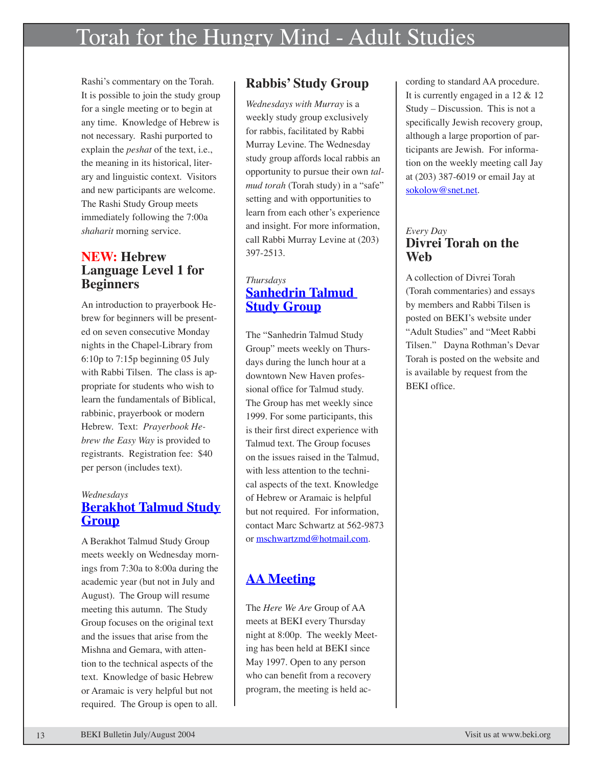# Torah for the Hungry Mind - Adult Studies

Rashi's commentary on the Torah. It is possible to join the study group for a single meeting or to begin at any time. Knowledge of Hebrew is not necessary. Rashi purported to explain the *peshat* of the text, i.e., the meaning in its historical, literary and linguistic context. Visitors and new participants are welcome. The Rashi Study Group meets immediately following the 7:00a *shaharit* morning service.

## NEW: Hebrew Language Level 1 for Beginners

An introduction to prayerbook Hebrew for beginners will be presented on seven consecutive Monday nights in the Chapel-Library from 6:10p to 7:15p beginning 05 July with Rabbi Tilsen. The class is appropriate for students who wish to learn the fundamentals of Biblical, rabbinic, prayerbook or modern Hebrew. Text: *Prayerbook Hebrew the Easy Way* is provided to registrants. Registration fee: $40 per person (includes text).

*Wednesdays*

## Berakhot Talmud Study Group

A Berakhot Talmud Study Group meets weekly on Wednesday mornings from 7:30a to 8:00a during the academic year (but not in July and August). The Group will resume meeting this autumn. The Study Group focuses on the original text and the issues that arise from the Mishna and Gemara, with attention to the technical aspects of the text. Knowledge of basic Hebrew or Aramaic is very helpful but not required. The Group is open to all.

## Rabbis' Study Group

*Wednesdays with Murray* is a weekly study group exclusively for rabbis, facilitated by Rabbi Murray Levine. The Wednesday study group affords local rabbis an opportunity to pursue their own *talmud torah* (Torah study) in a "safe" setting and with opportunities to learn from each other's experience and insight. For more information, call Rabbi Murray Levine at (203) 397-2513.

*Thursdays*

## Sanhedrin Talmud Study Group

The "Sanhedrin Talmud Study Group" meets weekly on Thursdays during the lunch hour at a downtown New Haven professional office for Talmud study. The Group has met weekly since 1999. For some participants, this is their first direct experience with Talmud text. The Group focuses on the issues raised in the Talmud, with less attention to the technical aspects of the text. Knowledge of Hebrew or Aramaic is helpful but not required. For information, contact Marc Schwartz at 562-9873 or mschwartzmd@hotmail.com.

## AA Meeting

The *Here We Are* Group of AA meets at BEKI every Thursday night at 8:00p. The weekly Meeting has been held at BEKI since May 1997. Open to any person who can benefit from a recovery program, the meeting is held according to standard AA procedure. It is currently engaged in a 12 & 12 Study – Discussion. This is not a specifically Jewish recovery group, although a large proportion of participants are Jewish. For information on the weekly meeting call Jay at (203) 387-6019 or email Jay at sokolow@snet.net.

*Every Day*

## Divrei Torah on the Web

A collection of Divrei Torah (Torah commentaries) and essays by members and Rabbi Tilsen is posted on BEKI's website under "Adult Studies" and "Meet Rabbi Tilsen." Dayna Rothman's Devar Torah is posted on the website and is available by request from the BEKI office.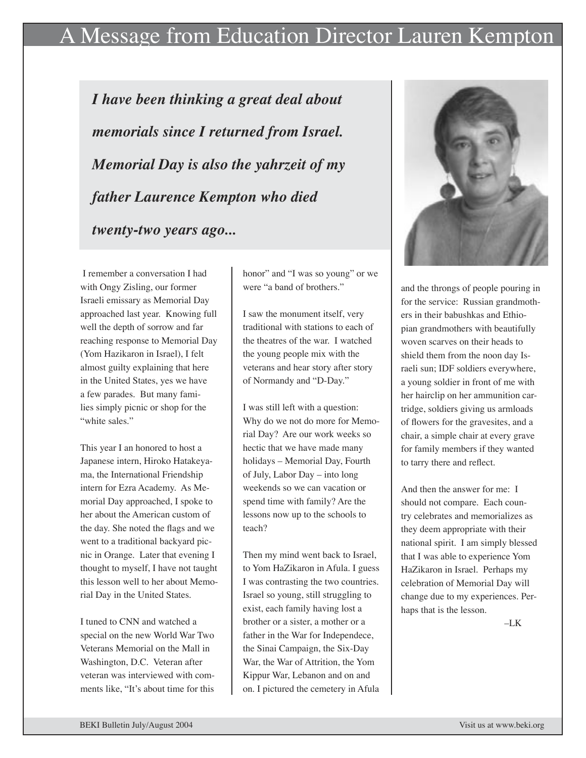# A Message from Education Director Lauren Kempton

***I have been thinking a great deal about memorials since I returned from Israel. Memorial Day is also the yahrzeit of my father Laurence Kempton who died twenty-two years ago...***

I remember a conversation I had with Ongy Zisling, our former Israeli emissary as Memorial Day approached last year. Knowing full well the depth of sorrow and far reaching response to Memorial Day (Yom Hazikaron in Israel), I felt almost guilty explaining that here in the United States, yes we have a few parades. But many families simply picnic or shop for the "white sales."

This year I an honored to host a Japanese intern, Hiroko Hatakeyama, the International Friendship intern for Ezra Academy. As Memorial Day approached, I spoke to her about the American custom of the day. She noted the flags and we went to a traditional backyard picnic in Orange. Later that evening I thought to myself, I have not taught this lesson well to her about Memorial Day in the United States.

I tuned to CNN and watched a special on the new World War Two Veterans Memorial on the Mall in Washington, D.C. Veteran after veteran was interviewed with comments like, "It's about time for this honor" and "I was so young" or we were "a band of brothers."

I saw the monument itself, very traditional with stations to each of the theatres of the war. I watched the young people mix with the veterans and hear story after story of Normandy and "D-Day."

I was still left with a question: Why do we not do more for Memorial Day? Are our work weeks so hectic that we have made many holidays – Memorial Day, Fourth of July, Labor Day – into long weekends so we can vacation or spend time with family? Are the lessons now up to the schools to teach?

Then my mind went back to Israel, to Yom HaZikaron in Afula. I guess I was contrasting the two countries. Israel so young, still struggling to exist, each family having lost a brother or a sister, a mother or a father in the War for Independece, the Sinai Campaign, the Six-Day War, the War of Attrition, the Yom Kippur War, Lebanon and on and on. I pictured the cemetery in Afula and the throngs of people pouring in for the service: Russian grandmothers in their babushkas and Ethiopian grandmothers with beautifully woven scarves on their heads to shield them from the noon day Israeli sun; IDF soldiers everywhere, a young soldier in front of me with her hairclip on her ammunition cartridge, soldiers giving us armloads of flowers for the gravesites, and a chair, a simple chair at every grave for family members if they wanted to tarry there and reflect.

And then the answer for me: I should not compare. Each country celebrates and memorializes as they deem appropriate with their national spirit. I am simply blessed that I was able to experience Yom HaZikaron in Israel. Perhaps my celebration of Memorial Day will change due to my experiences. Perhaps that is the lesson.

–LK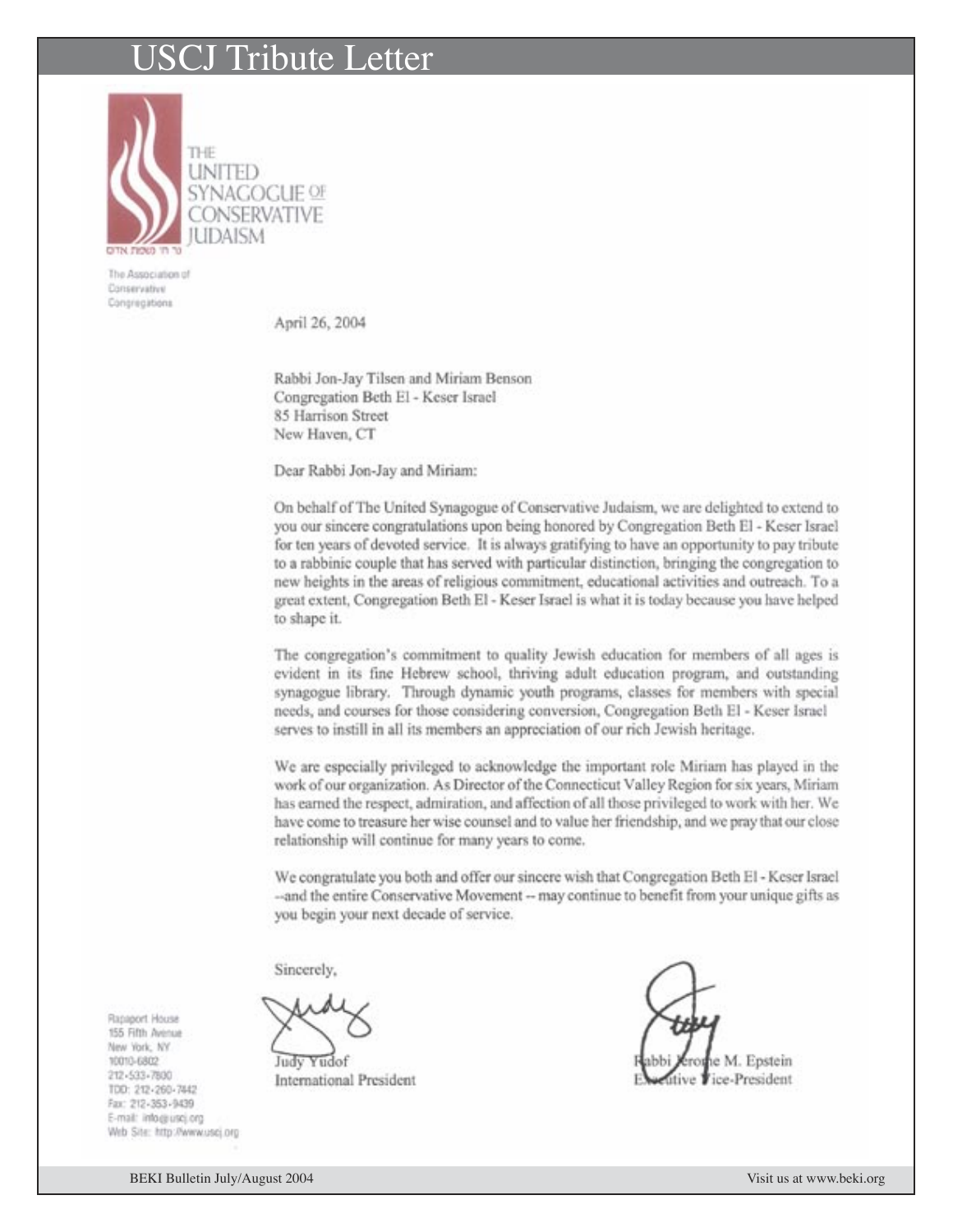# USCJ Tribute Letter

THE UNITED SYNAGOGUE OF CONSERVATIVE JUDAISM

The Association of Conservative Congregations

April 26, 2004

Rabbi Jon-Jay Tilsen and Miriam Benson
Congregation Beth El - Keser Israel
85 Harrison Street
New Haven, CT

Dear Rabbi Jon-Jay and Miriam:

On behalf of The United Synagogue of Conservative Judaism, we are delighted to extend to you our sincere congratulations upon being honored by Congregation Beth El - Keser Israel for ten years of devoted service. It is always gratifying to have an opportunity to pay tribute to a rabbinic couple that has served with particular distinction, bringing the congregation to new heights in the areas of religious commitment, educational activities and outreach. To a great extent, Congregation Beth El - Keser Israel is what it is today because you have helped to shape it.

The congregation's commitment to quality Jewish education for members of all ages is evident in its fine Hebrew school, thriving adult education program, and outstanding synagogue library. Through dynamic youth programs, classes for members with special needs, and courses for those considering conversion, Congregation Beth El - Keser Israel serves to instill in all its members an appreciation of our rich Jewish heritage.

We are especially privileged to acknowledge the important role Miriam has played in the work of our organization. As Director of the Connecticut Valley Region for six years, Miriam has earned the respect, admiration, and affection of all those privileged to work with her. We have come to treasure her wise counsel and to value her friendship, and we pray that our close relationship will continue for many years to come.

We congratulate you both and offer our sincere wish that Congregation Beth El - Keser Israel --and the entire Conservative Movement -- may continue to benefit from your unique gifts as you begin your next decade of service.

Sincerely,

Judy Yudof
International President

Rabbi Jerome M. Epstein
Executive Vice-President

Rapaport House
155 Fifth Avenue
New York, NY
10010-6802
212-533-7800
TDD: 212-260-7442
Fax: 212-353-9439
E-mail: info@uscj.org
Web Site: http://www.uscj.org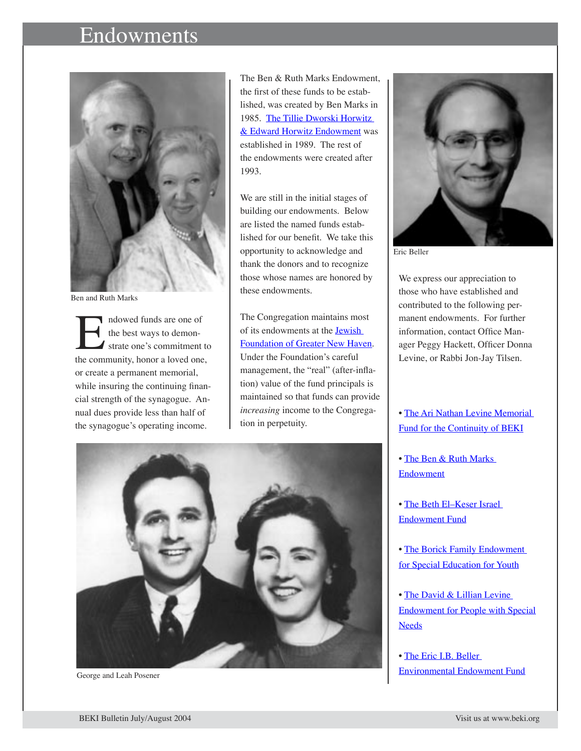# Endowments

Ben and Ruth Marks

Endowed funds are one of the best ways to demonstrate one's commitment to the community, honor a loved one, or create a permanent memorial, while insuring the continuing financial strength of the synagogue. Annual dues provide less than half of the synagogue's operating income.

The Ben & Ruth Marks Endowment, the first of these funds to be established, was created by Ben Marks in 1985. The Tillie Dworski Horwitz & Edward Horwitz Endowment was established in 1989. The rest of the endowments were created after 1993.

We are still in the initial stages of building our endowments. Below are listed the named funds established for our benefit. We take this opportunity to acknowledge and thank the donors and to recognize those whose names are honored by these endowments.

The Congregation maintains most of its endowments at the Jewish Foundation of Greater New Haven. Under the Foundation's careful management, the "real" (after-inflation) value of the fund principals is maintained so that funds can provide *increasing* income to the Congregation in perpetuity.

George and Leah Posener

Eric Beller

We express our appreciation to those who have established and contributed to the following permanent endowments. For further information, contact Office Manager Peggy Hackett, Officer Donna Levine, or Rabbi Jon-Jay Tilsen.

- The Ari Nathan Levine Memorial Fund for the Continuity of BEKI
- The Ben & Ruth Marks Endowment
- The Beth El–Keser Israel Endowment Fund
- The Borick Family Endowment for Special Education for Youth
- The David & Lillian Levine Endowment for People with Special Needs
- The Eric I.B. Beller Environmental Endowment Fund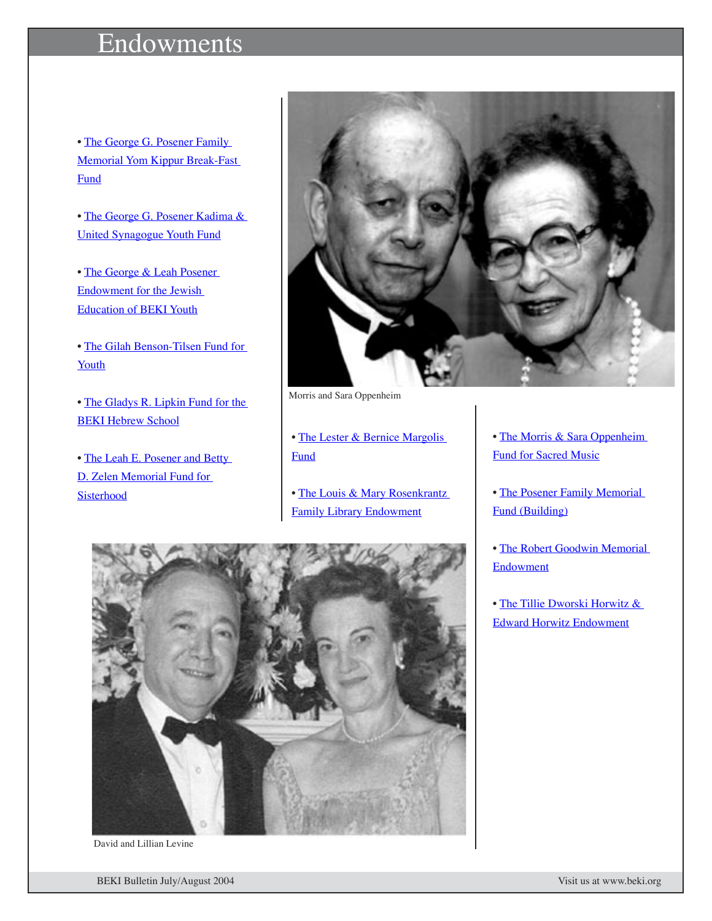# Endowments

- The George G. Posener Family Memorial Yom Kippur Break-Fast Fund
- The George G. Posener Kadima & United Synagogue Youth Fund
- The George & Leah Posener Endowment for the Jewish Education of BEKI Youth
- The Gilah Benson-Tilsen Fund for Youth
- The Gladys R. Lipkin Fund for the BEKI Hebrew School
- The Leah E. Posener and Betty D. Zelen Memorial Fund for Sisterhood

Morris and Sara Oppenheim

- The Lester & Bernice Margolis Fund
- The Louis & Mary Rosenkrantz Family Library Endowment
- The Morris & Sara Oppenheim Fund for Sacred Music
- The Posener Family Memorial Fund (Building)
- The Robert Goodwin Memorial Endowment
- The Tillie Dworski Horwitz & Edward Horwitz Endowment

David and Lillian Levine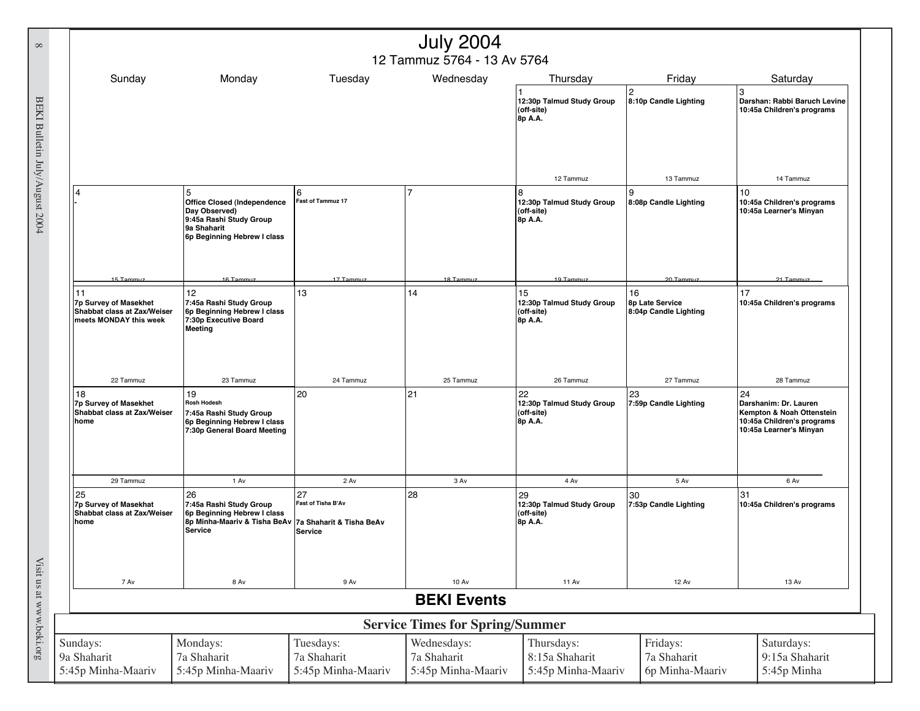# July 2004

12 Tammuz 5764 - 13 Av 5764

| Sunday | Monday | Tuesday | Wednesday | Thursday | Friday | Saturday |
|---|---|---|---|---|---|---|
| | | | | 1<br>12:30p Talmud Study Group (off-site)<br>8p A.A.<br>12 Tammuz | 2<br>8:10p Candle Lighting<br>13 Tammuz | 3<br>Darshan: Rabbi Baruch Levine<br>10:45a Children's programs<br>14 Tammuz |
| 4<br>-<br>15 Tammuz | 5<br>Office Closed (Independence Day Observed)<br>9:45a Rashi Study Group<br>9a Shaharit<br>6p Beginning Hebrew I class<br>16 Tammuz | 6<br>Fast of Tammuz 17<br>17 Tammuz | 7<br>18 Tammuz | 8<br>12:30p Talmud Study Group (off-site)<br>8p A.A.<br>19 Tammuz | 9<br>8:08p Candle Lighting<br>20 Tammuz | 10<br>10:45a Children's programs<br>10:45a Learner's Minyan<br>21 Tammuz |
| 11<br>7p Survey of Masekhet Shabbat class at Zax/Weiser meets MONDAY this week<br>22 Tammuz | 12<br>7:45a Rashi Study Group<br>6p Beginning Hebrew I class<br>7:30p Executive Board Meeting<br>23 Tammuz | 13<br>24 Tammuz | 14<br>25 Tammuz | 15<br>12:30p Talmud Study Group (off-site)<br>8p A.A.<br>26 Tammuz | 16<br>8p Late Service<br>8:04p Candle Lighting<br>27 Tammuz | 17<br>10:45a Children's programs<br>28 Tammuz |
| 18<br>7p Survey of Masekhet Shabbat class at Zax/Weiser home<br>29 Tammuz | 19<br>Rosh Hodesh<br>7:45a Rashi Study Group<br>6p Beginning Hebrew I class<br>7:30p General Board Meeting<br>1 Av | 20<br>2 Av | 21<br>3 Av | 22<br>12:30p Talmud Study Group (off-site)<br>8p A.A.<br>4 Av | 23<br>7:59p Candle Lighting<br>5 Av | 24<br>Darshanim: Dr. Lauren Kempton & Noah Ottenstein<br>10:45a Children's programs<br>10:45a Learner's Minyan<br>6 Av |
| 25<br>7p Survey of Masekhet Shabbat class at Zax/Weiser home<br>7 Av | 26<br>7:45a Rashi Study Group<br>6p Beginning Hebrew I class<br>8p Minha-Maariv & Tisha BeAv Service<br>8 Av | 27<br>Fast of Tisha B'Av<br>7a Shaharit & Tisha BeAv Service<br>9 Av | 28<br>10 Av | 29<br>12:30p Talmud Study Group (off-site)<br>8p A.A.<br>11 Av | 30<br>7:53p Candle Lighting<br>12 Av | 31<br>10:45a Children's programs<br>13 Av |

## BEKI Events

### Service Times for Spring/Summer

| Sundays: | Mondays: | Tuesdays: | Wednesdays: | Thursdays: | Fridays: | Saturdays: |
|---|---|---|---|---|---|---|
| 9a Shaharit | 7a Shaharit | 7a Shaharit | 7a Shaharit | 8:15a Shaharit | 7a Shaharit | 9:15a Shaharit |
| 5:45p Minha-Maariv | 5:45p Minha-Maariv | 5:45p Minha-Maariv | 5:45p Minha-Maariv | 5:45p Minha-Maariv | 6p Minha-Maariv | 5:45p Minha |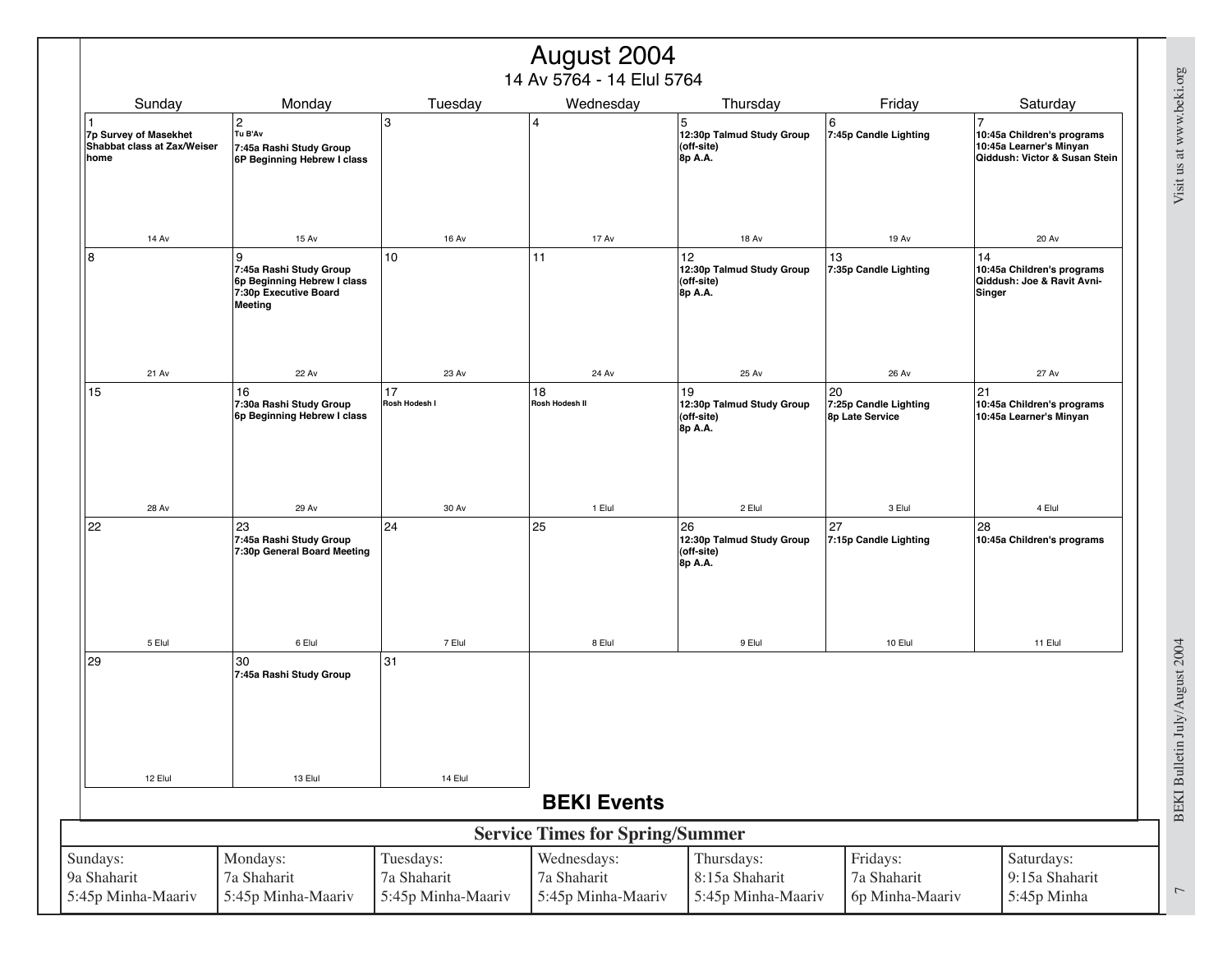# August 2004

14 Av 5764 - 14 Elul 5764

| Sunday | Monday | Tuesday | Wednesday | Thursday | Friday | Saturday |
|---|---|---|---|---|---|---|
| 1<br>7p Survey of Masekhet Shabbat class at Zax/Weiser home<br>14 Av | 2<br>Tu B'Av<br>7:45a Rashi Study Group<br>6P Beginning Hebrew I class<br>15 Av | 3<br>16 Av | 4<br>17 Av | 5<br>12:30p Talmud Study Group (off-site)<br>8p A.A.<br>18 Av | 6<br>7:45p Candle Lighting<br>19 Av | 7<br>10:45a Children's programs<br>10:45a Learner's Minyan<br>Qiddush: Victor & Susan Stein<br>20 Av |
| 8<br>21 Av | 9<br>7:45a Rashi Study Group<br>6p Beginning Hebrew I class<br>7:30p Executive Board Meeting<br>22 Av | 10<br>23 Av | 11<br>24 Av | 12<br>12:30p Talmud Study Group (off-site)<br>8p A.A.<br>25 Av | 13<br>7:35p Candle Lighting<br>26 Av | 14<br>10:45a Children's programs<br>Qiddush: Joe & Ravit Avni-Singer<br>27 Av |
| 15<br>28 Av | 16<br>7:30a Rashi Study Group<br>6p Beginning Hebrew I class<br>29 Av | 17<br>Rosh Hodesh I<br>30 Av | 18<br>Rosh Hodesh II<br>1 Elul | 19<br>12:30p Talmud Study Group (off-site)<br>8p A.A.<br>2 Elul | 20<br>7:25p Candle Lighting<br>8p Late Service<br>3 Elul | 21<br>10:45a Children's programs<br>10:45a Learner's Minyan<br>4 Elul |
| 22<br>5 Elul | 23<br>7:45a Rashi Study Group<br>7:30p General Board Meeting<br>6 Elul | 24<br>7 Elul | 25<br>8 Elul | 26<br>12:30p Talmud Study Group (off-site)<br>8p A.A.<br>9 Elul | 27<br>7:15p Candle Lighting<br>10 Elul | 28<br>10:45a Children's programs<br>11 Elul |
| 29<br>12 Elul | 30<br>7:45a Rashi Study Group<br>13 Elul | 31<br>14 Elul | | | | |

**BEKI Events**

## Service Times for Spring/Summer

| Sundays: | Mondays: | Tuesdays: | Wednesdays: | Thursdays: | Fridays: | Saturdays: |
|---|---|---|---|---|---|---|
| 9a Shaharit | 7a Shaharit | 7a Shaharit | 7a Shaharit | 8:15a Shaharit | 7a Shaharit | 9:15a Shaharit |
| 5:45p Minha-Maariv | 5:45p Minha-Maariv | 5:45p Minha-Maariv | 5:45p Minha-Maariv | 5:45p Minha-Maariv | 6p Minha-Maariv | 5:45p Minha |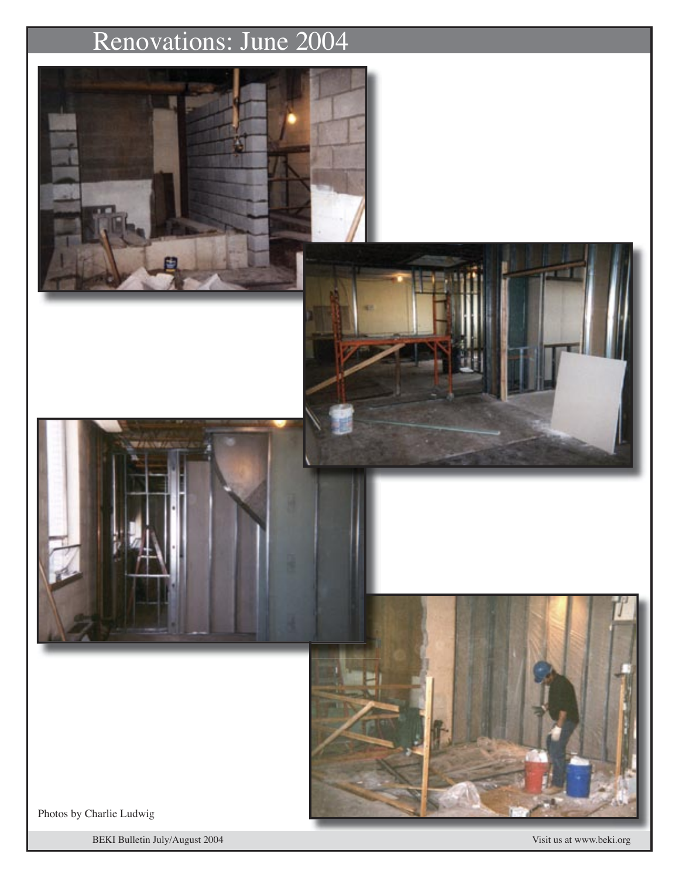# Renovations: June 2004

Photos by Charlie Ludwig